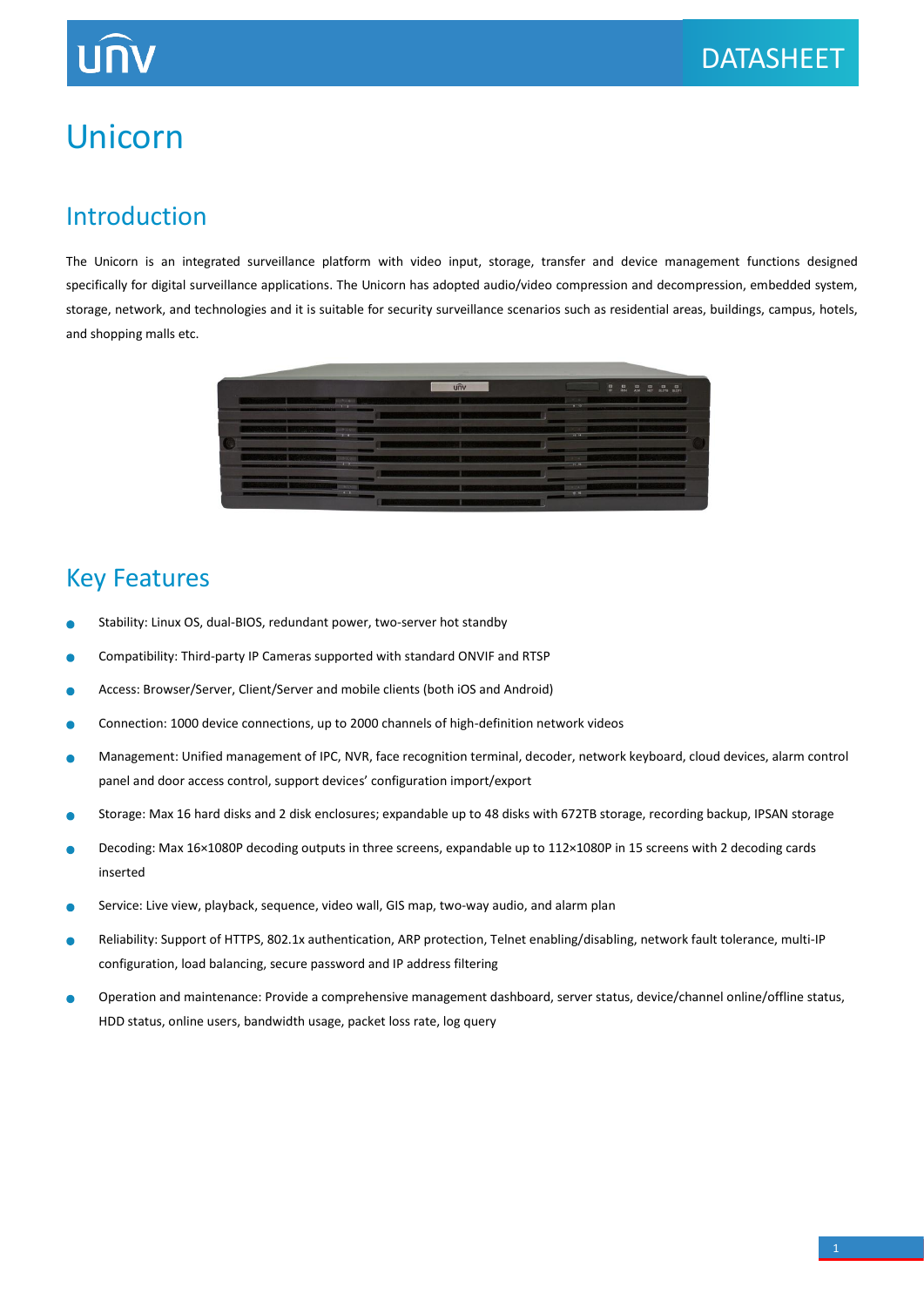DATASHEET

# Unicorn

## Introduction

The Unicorn is an integrated surveillance platform with video input, storage, transfer and device management functions designed specifically for digital surveillance applications. The Unicorn has adopted audio/video compression and decompression, embedded system, storage, network, and technologies and it is suitable for security surveillance scenarios such as residential areas, buildings, campus, hotels, and shopping malls etc.

## Key Features

- Stability: Linux OS, dual-BIOS, redundant power, two-server hot standby
- Compatibility: Third-party IP Cameras supported with standard ONVIF and RTSP
- Access: Browser/Server, Client/Server and mobile clients (both iOS and Android)
- Connection: 1000 device connections, up to 2000 channels of high-definition network videos
- Management: Unified management of IPC, NVR, face recognition terminal, decoder, network keyboard, cloud devices, alarm control panel and door access control, support devices' configuration import/export
- Storage: Max 16 hard disks and 2 disk enclosures; expandable up to 48 disks with 672TB storage, recording backup, IPSAN storage
- Decoding: Max 16×1080P decoding outputs in three screens, expandable up to 112×1080P in 15 screens with 2 decoding cards inserted
- Service: Live view, playback, sequence, video wall, GIS map, two-way audio, and alarm plan
- Reliability: Support of HTTPS, 802.1x authentication, ARP protection, Telnet enabling/disabling, network fault tolerance, multi-IP configuration, load balancing, secure password and IP address filtering
- Operation and maintenance: Provide a comprehensive management dashboard, server status, device/channel online/offline status, HDD status, online users, bandwidth usage, packet loss rate, log query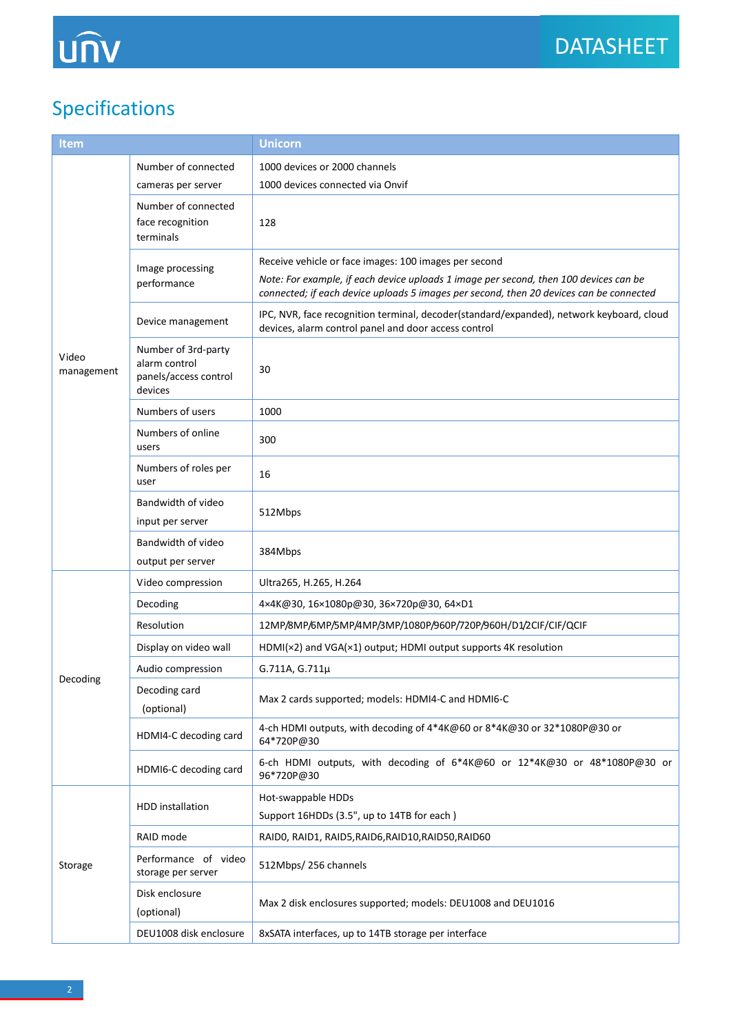## Specifications

| Item | | Unicorn |
|---|---|---|
| Video management | Number of connected cameras per server | 1000 devices or 2000 channels<br>1000 devices connected via Onvif |
| | Number of connected face recognition terminals | 128 |
| | Image processing performance | Receive vehicle or face images: 100 images per second<br>*Note: For example, if each device uploads 1 image per second, then 100 devices can be connected; if each device uploads 5 images per second, then 20 devices can be connected* |
| | Device management | IPC, NVR, face recognition terminal, decoder(standard/expanded), network keyboard, cloud devices, alarm control panel and door access control |
| | Number of 3rd-party alarm control panels/access control devices | 30 |
| | Numbers of users | 1000 |
| | Numbers of online users | 300 |
| | Numbers of roles per user | 16 |
| | Bandwidth of video input per server | 512Mbps |
| | Bandwidth of video output per server | 384Mbps |
| Decoding | Video compression | Ultra265, H.265, H.264 |
| | Decoding | 4×4K@30, 16×1080p@30, 36×720p@30, 64×D1 |
| | Resolution | 12MP/8MP/6MP/5MP/4MP/3MP/1080P/960P/720P/960H/D1/2CIF/CIF/QCIF |
| | Display on video wall | HDMI(×2) and VGA(×1) output; HDMI output supports 4K resolution |
| | Audio compression | G.711A, G.711μ |
| | Decoding card (optional) | Max 2 cards supported; models: HDMI4-C and HDMI6-C |
| | HDMI4-C decoding card | 4-ch HDMI outputs, with decoding of 4*4K@60 or 8*4K@30 or 32*1080P@30 or 64*720P@30 |
| | HDMI6-C decoding card | 6-ch HDMI outputs, with decoding of 6*4K@60 or 12*4K@30 or 48*1080P@30 or 96*720P@30 |
| Storage | HDD installation | Hot-swappable HDDs<br>Support 16HDDs (3.5", up to 14TB for each ) |
| | RAID mode | RAID0, RAID1, RAID5,RAID6,RAID10,RAID50,RAID60 |
| | Performance of video storage per server | 512Mbps/ 256 channels |
| | Disk enclosure (optional) | Max 2 disk enclosures supported; models: DEU1008 and DEU1016 |
| | DEU1008 disk enclosure | 8xSATA interfaces, up to 14TB storage per interface |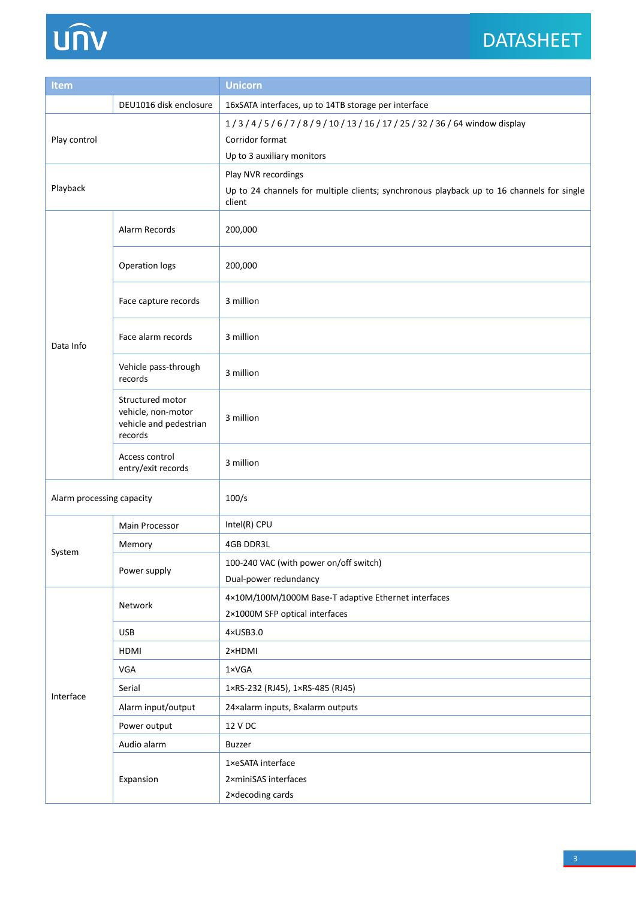| Item | | Unicorn |
|---|---|---|
| | DEU1016 disk enclosure | 16xSATA interfaces, up to 14TB storage per interface |
| Play control | | 1 / 3 / 4 / 5 / 6 / 7 / 8 / 9 / 10 / 13 / 16 / 17 / 25 / 32 / 36 / 64 window display<br>Corridor format<br>Up to 3 auxiliary monitors |
| Playback | | Play NVR recordings<br>Up to 24 channels for multiple clients; synchronous playback up to 16 channels for single client |
| Data Info | Alarm Records | 200,000 |
| | Operation logs | 200,000 |
| | Face capture records | 3 million |
| | Face alarm records | 3 million |
| | Vehicle pass-through records | 3 million |
| | Structured motor vehicle, non-motor vehicle and pedestrian records | 3 million |
| | Access control entry/exit records | 3 million |
| Alarm processing capacity | | 100/s |
| System | Main Processor | Intel(R) CPU |
| | Memory | 4GB DDR3L |
| | Power supply | 100-240 VAC (with power on/off switch)<br>Dual-power redundancy |
| Interface | Network | 4×10M/100M/1000M Base-T adaptive Ethernet interfaces<br>2×1000M SFP optical interfaces |
| | USB | 4×USB3.0 |
| | HDMI | 2×HDMI |
| | VGA | 1×VGA |
| | Serial | 1×RS-232 (RJ45), 1×RS-485 (RJ45) |
| | Alarm input/output | 24×alarm inputs, 8×alarm outputs |
| | Power output | 12 V DC |
| | Audio alarm | Buzzer |
| | Expansion | 1×eSATA interface<br>2×miniSAS interfaces<br>2×decoding cards |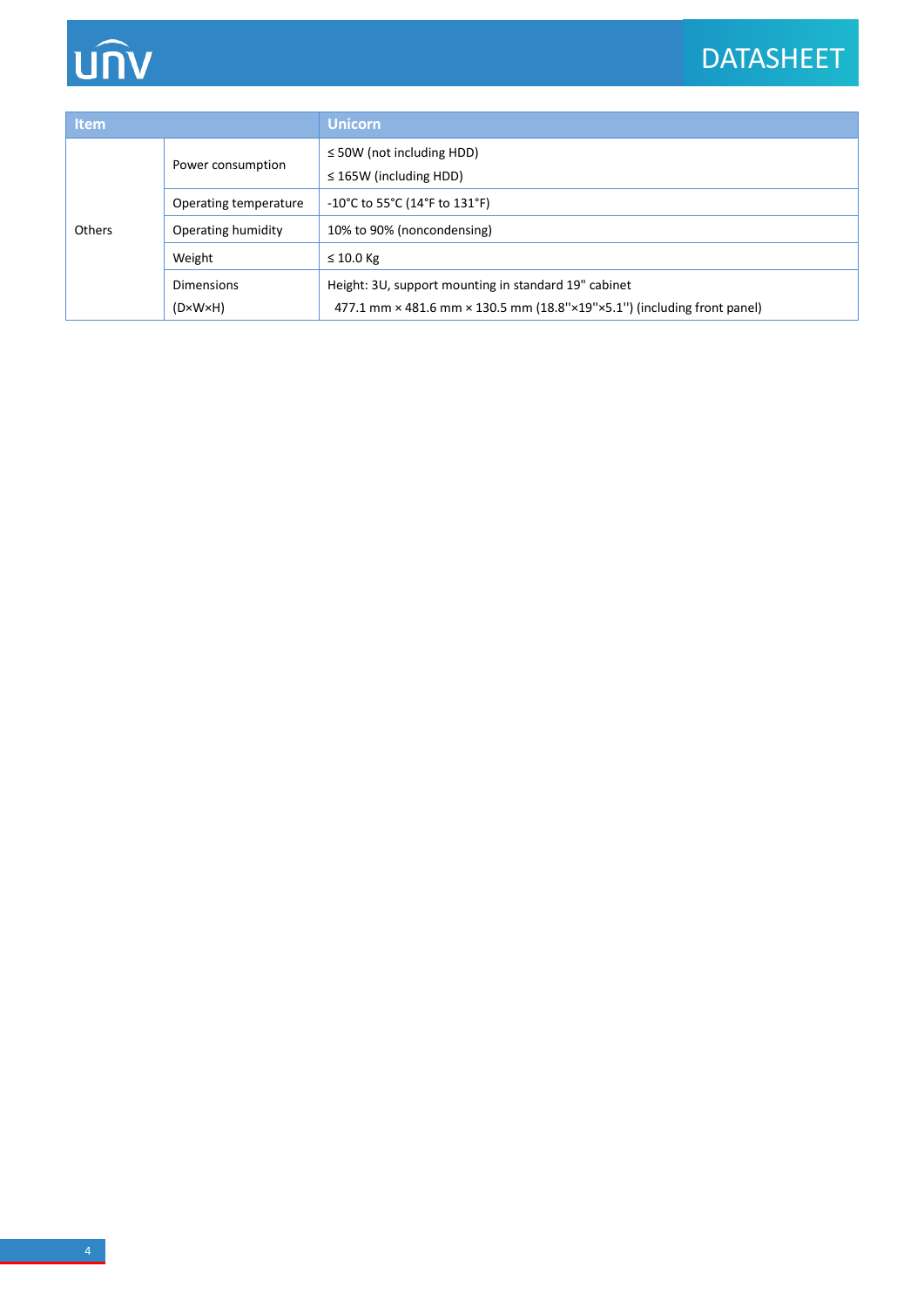| Item | | Unicorn |
|---|---|---|
| Others | Power consumption | ≤ 50W (not including HDD)<br>≤ 165W (including HDD) |
| | Operating temperature | -10°C to 55°C (14°F to 131°F) |
| | Operating humidity | 10% to 90% (noncondensing) |
| | Weight | ≤ 10.0 Kg |
| | Dimensions (D×W×H) | Height: 3U, support mounting in standard 19" cabinet<br>477.1 mm × 481.6 mm × 130.5 mm (18.8''×19''×5.1'') (including front panel) |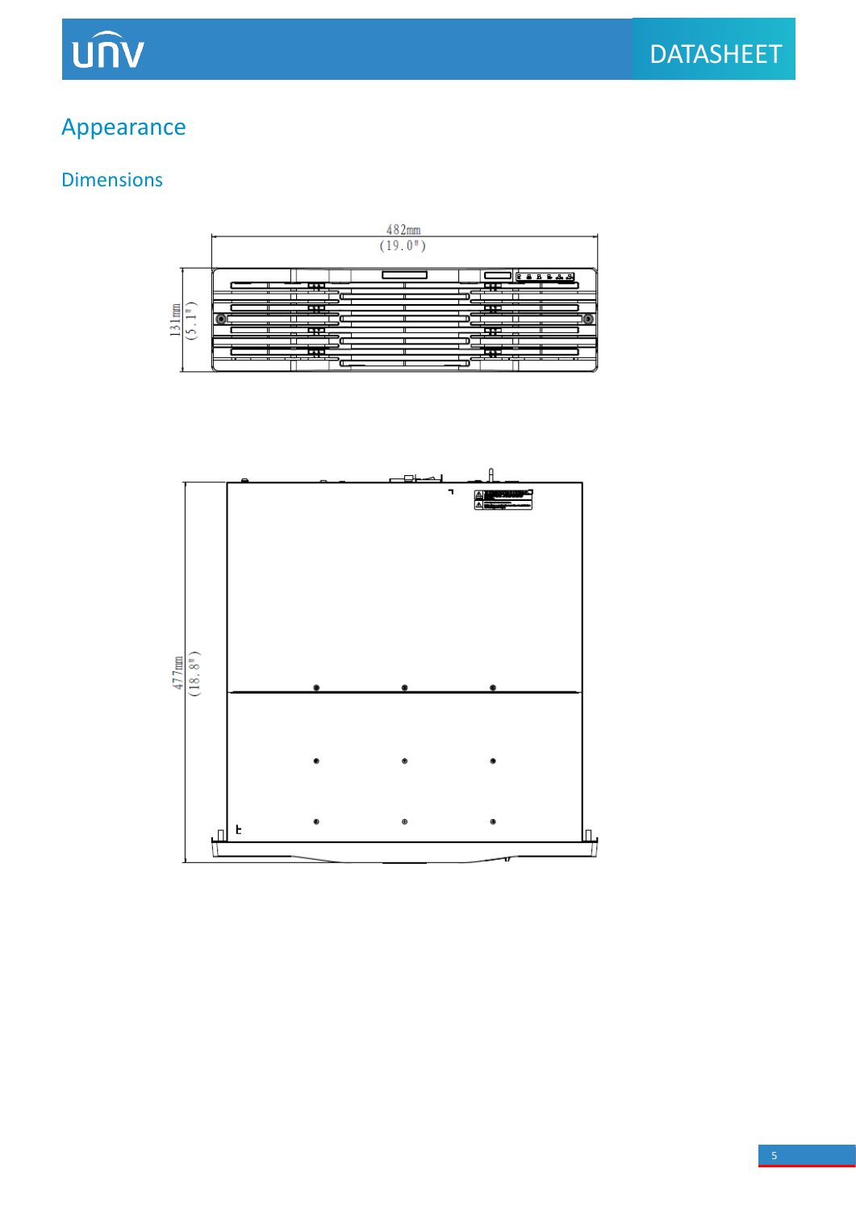# Appearance

## Dimensions

482mm
(19.0")

131mm
(5.1")

477mm
(18.8")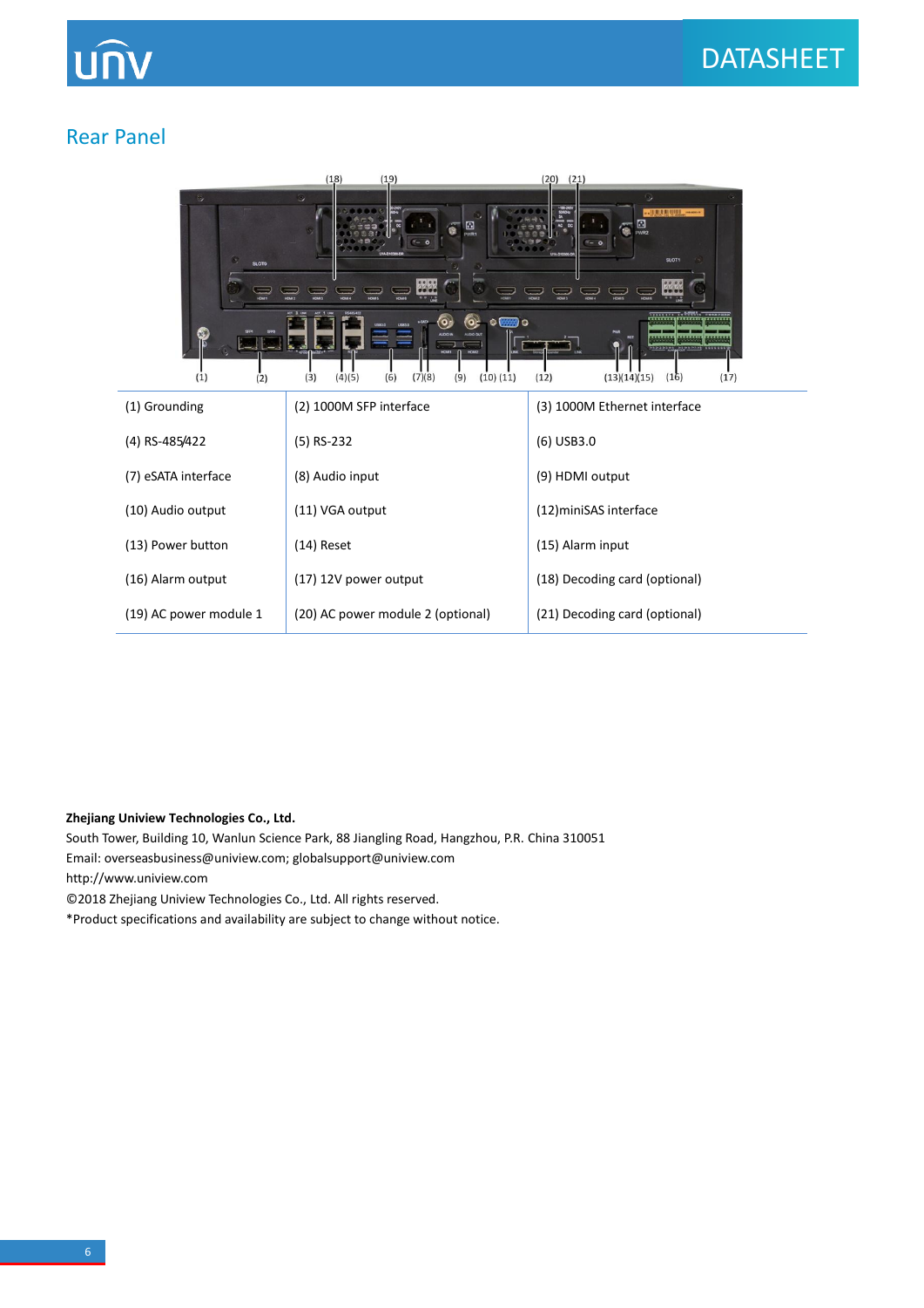## Rear Panel

| | | |
|---|---|---|
| (1) Grounding | (2) 1000M SFP interface | (3) 1000M Ethernet interface |
| (4) RS-485/422 | (5) RS-232 | (6) USB3.0 |
| (7) eSATA interface | (8) Audio input | (9) HDMI output |
| (10) Audio output | (11) VGA output | (12)miniSAS interface |
| (13) Power button | (14) Reset | (15) Alarm input |
| (16) Alarm output | (17) 12V power output | (18) Decoding card (optional) |
| (19) AC power module 1 | (20) AC power module 2 (optional) | (21) Decoding card (optional) |

**Zhejiang Uniview Technologies Co., Ltd.**
South Tower, Building 10, Wanlun Science Park, 88 Jiangling Road, Hangzhou, P.R. China 310051
Email: overseasbusiness@uniview.com; globalsupport@uniview.com
http://www.uniview.com
©2018 Zhejiang Uniview Technologies Co., Ltd. All rights reserved.
*Product specifications and availability are subject to change without notice.